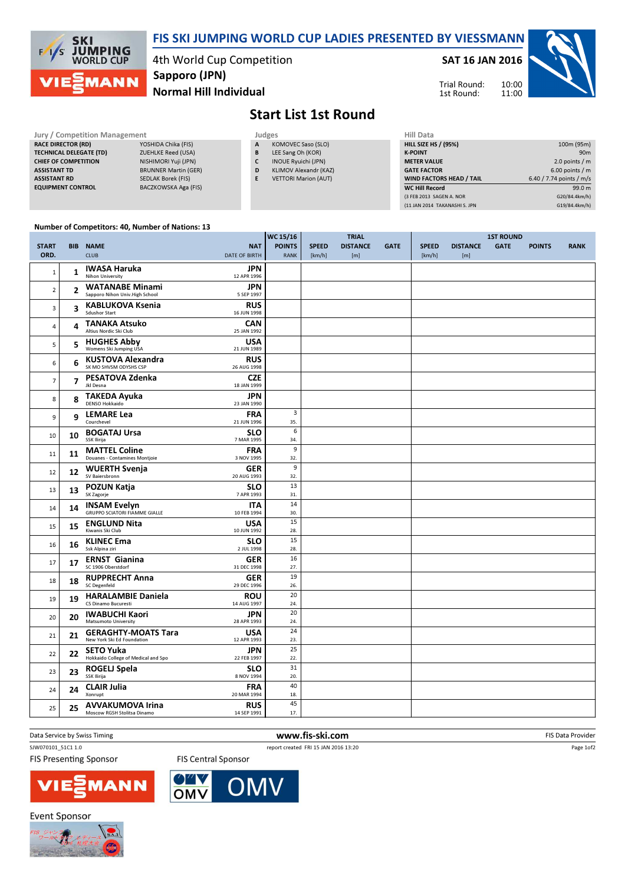# FIS SKI JUMPING WORLD CUP LADIES PRESENTED BY VIESSMANN

4th World Cup Competition
**Sapporo (JPN)**
**Normal Hill Individual**

**SAT 16 JAN 2016**

Trial Round: 10:00
1st Round: 11:00

## Start List 1st Round

| Jury / Competition Management | |
|---|---|
| RACE DIRECTOR (RD) | YOSHIDA Chika (FIS) |
| TECHNICAL DELEGATE (TD) | ZUEHLKE Reed (USA) |
| CHIEF OF COMPETITION | NISHIMORI Yuji (JPN) |
| ASSISTANT TD | BRUNNER Martin (GER) |
| ASSISTANT RD | SEDLAK Borek (FIS) |
| EQUIPMENT CONTROL | BACZKOWSKA Aga (FIS) |

| Judges | |
|---|---|
| A | KOMOVEC Saso (SLO) |
| B | LEE Sang Oh (KOR) |
| C | INOUE Ryuichi (JPN) |
| D | KLIMOV Alexandr (KAZ) |
| E | VETTORI Marion (AUT) |

| Hill Data | |
|---|---|
| HILL SIZE HS / (95%) | 100m (95m) |
| K-POINT | 90m |
| METER VALUE | 2.0 points / m |
| GATE FACTOR | 6.00 points / m |
| WIND FACTORS HEAD / TAIL | 6.40 / 7.74 points / m/s |
| WC Hill Record | 99.0 m |
| (3 FEB 2013 SAGEN A. NOR | G20/84.4km/h) |
| (11 JAN 2014 TAKANASHI S. JPN | G19/84.4km/h) |

Number of Competitors: 40, Number of Nations: 13

| START ORD. | BIB | NAME / CLUB | NAT / DATE OF BIRTH | WC 15/16 POINTS / RANK | TRIAL SPEED [km/h] | TRIAL DISTANCE [m] | TRIAL GATE | 1ST ROUND SPEED [km/h] | 1ST ROUND DISTANCE [m] | 1ST ROUND GATE | POINTS | RANK |
|---|---|---|---|---|---|---|---|---|---|---|---|---|
| 1 | 1 | **IWASA Haruka** Nihon University | **JPN** 12 APR 1996 | | | | | | | | | |
| 2 | 2 | **WATANABE Minami** Sapporo Nihon Univ.High School | **JPN** 5 SEP 1997 | | | | | | | | | |
| 3 | 3 | **KABLUKOVA Ksenia** Sdushor Start | **RUS** 16 JUN 1998 | | | | | | | | | |
| 4 | 4 | **TANAKA Atsuko** Altius Nordic Ski Club | **CAN** 25 JAN 1992 | | | | | | | | | |
| 5 | 5 | **HUGHES Abby** Womens Ski Jumping USA | **USA** 21 JUN 1989 | | | | | | | | | |
| 6 | 6 | **KUSTOVA Alexandra** SK MO SHVSM ODYSHS CSP | **RUS** 26 AUG 1998 | | | | | | | | | |
| 7 | 7 | **PESATOVA Zdenka** Jkl Desna | **CZE** 18 JAN 1999 | | | | | | | | | |
| 8 | 8 | **TAKEDA Ayuka** DENSO Hokkaido | **JPN** 23 JAN 1990 | | | | | | | | | |
| 9 | 9 | **LEMARE Lea** Courchevel | **FRA** 21 JUN 1996 | 3 / 35. | | | | | | | | |
| 10 | 10 | **BOGATAJ Ursa** SSK Ilirija | **SLO** 7 MAR 1995 | 6 / 34. | | | | | | | | |
| 11 | 11 | **MATTEL Coline** Douanes - Contamines Montjoie | **FRA** 3 NOV 1995 | 9 / 32. | | | | | | | | |
| 12 | 12 | **WUERTH Svenja** SV Baiersbronn | **GER** 20 AUG 1993 | 9 / 32. | | | | | | | | |
| 13 | 13 | **POZUN Katja** SK Zagorje | **SLO** 7 APR 1993 | 13 / 31. | | | | | | | | |
| 14 | 14 | **INSAM Evelyn** GRUPPO SCIATORI FIAMME GIALLE | **ITA** 10 FEB 1994 | 14 / 30. | | | | | | | | |
| 15 | 15 | **ENGLUND Nita** Kiwanis Ski Club | **USA** 10 JUN 1992 | 15 / 28. | | | | | | | | |
| 16 | 16 | **KLINEC Ema** Ssk Alpina ziri | **SLO** 2 JUL 1998 | 15 / 28. | | | | | | | | |
| 17 | 17 | **ERNST Gianina** SC 1906 Oberstdorf | **GER** 31 DEC 1998 | 16 / 27. | | | | | | | | |
| 18 | 18 | **RUPPRECHT Anna** SC Degenfeld | **GER** 29 DEC 1996 | 19 / 26. | | | | | | | | |
| 19 | 19 | **HARALAMBIE Daniela** CS Dinamo Bucuresti | **ROU** 14 AUG 1997 | 20 / 24. | | | | | | | | |
| 20 | 20 | **IWABUCHI Kaori** Matsumoto University | **JPN** 28 APR 1993 | 20 / 24. | | | | | | | | |
| 21 | 21 | **GERAGHTY-MOATS Tara** New York Ski Ed Foundation | **USA** 12 APR 1993 | 24 / 23. | | | | | | | | |
| 22 | 22 | **SETO Yuka** Hokkaido College of Medical and Spo | **JPN** 22 FEB 1997 | 25 / 22. | | | | | | | | |
| 23 | 23 | **ROGELJ Spela** SSK Ilirija | **SLO** 8 NOV 1994 | 31 / 20. | | | | | | | | |
| 24 | 24 | **CLAIR Julia** Xonrupt | **FRA** 20 MAR 1994 | 40 / 18. | | | | | | | | |
| 25 | 25 | **AVVAKUMOVA Irina** Moscow RGSH Stolitsa Dinamo | **RUS** 14 SEP 1991 | 45 / 17. | | | | | | | | |

Data Service by Swiss Timing — www.fis-ski.com — FIS Data Provider

SJW070101_51C1 1.0 — report created FRI 15 JAN 2016 13:20

FIS Presenting Sponsor — FIS Central Sponsor

Event Sponsor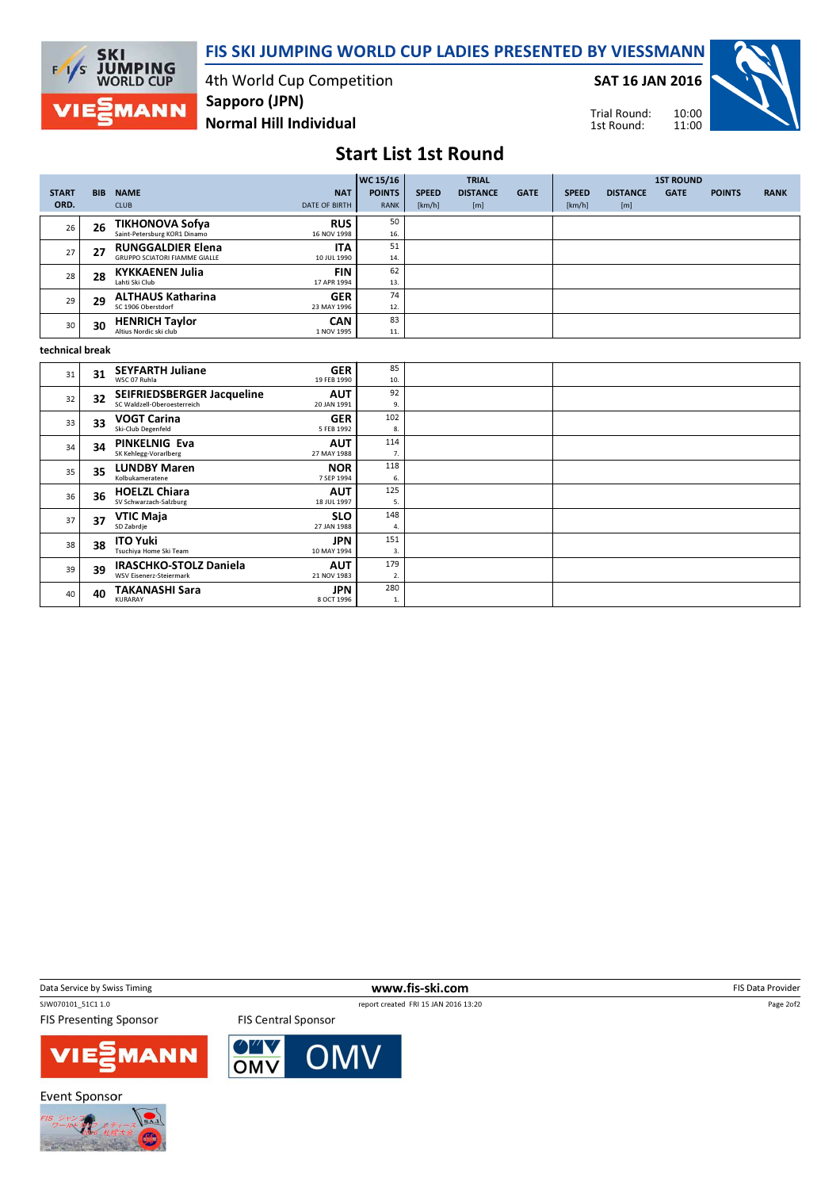# FIS SKI JUMPING WORLD CUP LADIES PRESENTED BY VIESSMANN

4th World Cup Competition
**Sapporo (JPN)**
**Normal Hill Individual**

**SAT 16 JAN 2016**

Trial Round: 10:00
1st Round: 11:00

## Start List 1st Round

| START ORD. | BIB | NAME / CLUB | NAT / DATE OF BIRTH | WC 15/16 POINTS / RANK | TRIAL SPEED [km/h] | TRIAL DISTANCE [m] | TRIAL GATE | 1ST ROUND SPEED [km/h] | 1ST ROUND DISTANCE [m] | 1ST ROUND GATE | POINTS | RANK |
|---|---|---|---|---|---|---|---|---|---|---|---|---|
| 26 | 26 | **TIKHONOVA Sofya** Saint-Petersburg KOR1 Dinamo | **RUS** 16 NOV 1998 | 50 16. | | | | | | | | |
| 27 | 27 | **RUNGGALDIER Elena** GRUPPO SCIATORI FIAMME GIALLE | **ITA** 10 JUL 1990 | 51 14. | | | | | | | | |
| 28 | 28 | **KYKKAENEN Julia** Lahti Ski Club | **FIN** 17 APR 1994 | 62 13. | | | | | | | | |
| 29 | 29 | **ALTHAUS Katharina** SC 1906 Oberstdorf | **GER** 23 MAY 1996 | 74 12. | | | | | | | | |
| 30 | 30 | **HENRICH Taylor** Altius Nordic ski club | **CAN** 1 NOV 1995 | 83 11. | | | | | | | | |
| technical break | | | | | | | | | | | | |
| 31 | 31 | **SEYFARTH Juliane** WSC 07 Ruhla | **GER** 19 FEB 1990 | 85 10. | | | | | | | | |
| 32 | 32 | **SEIFRIEDSBERGER Jacqueline** SC Waldzell-Oberoesterreich | **AUT** 20 JAN 1991 | 92 9. | | | | | | | | |
| 33 | 33 | **VOGT Carina** Ski-Club Degenfeld | **GER** 5 FEB 1992 | 102 8. | | | | | | | | |
| 34 | 34 | **PINKELNIG Eva** SK Kehlegg-Vorarlberg | **AUT** 27 MAY 1988 | 114 7. | | | | | | | | |
| 35 | 35 | **LUNDBY Maren** Kolbukameratene | **NOR** 7 SEP 1994 | 118 6. | | | | | | | | |
| 36 | 36 | **HOELZL Chiara** SV Schwarzach-Salzburg | **AUT** 18 JUL 1997 | 125 5. | | | | | | | | |
| 37 | 37 | **VTIC Maja** SD Zabrdje | **SLO** 27 JAN 1988 | 148 4. | | | | | | | | |
| 38 | 38 | **ITO Yuki** Tsuchiya Home Ski Team | **JPN** 10 MAY 1994 | 151 3. | | | | | | | | |
| 39 | 39 | **IRASCHKO-STOLZ Daniela** WSV Eisenerz-Steiermark | **AUT** 21 NOV 1983 | 179 2. | | | | | | | | |
| 40 | 40 | **TAKANASHI Sara** KURARAY | **JPN** 8 OCT 1996 | 280 1. | | | | | | | | |

Data Service by Swiss Timing — www.fis-ski.com — FIS Data Provider

SJW070101_51C1 1.0 — report created FRI 15 JAN 2016 13:20

FIS Presenting Sponsor: VIESSMANN — FIS Central Sponsor: OMV

Event Sponsor